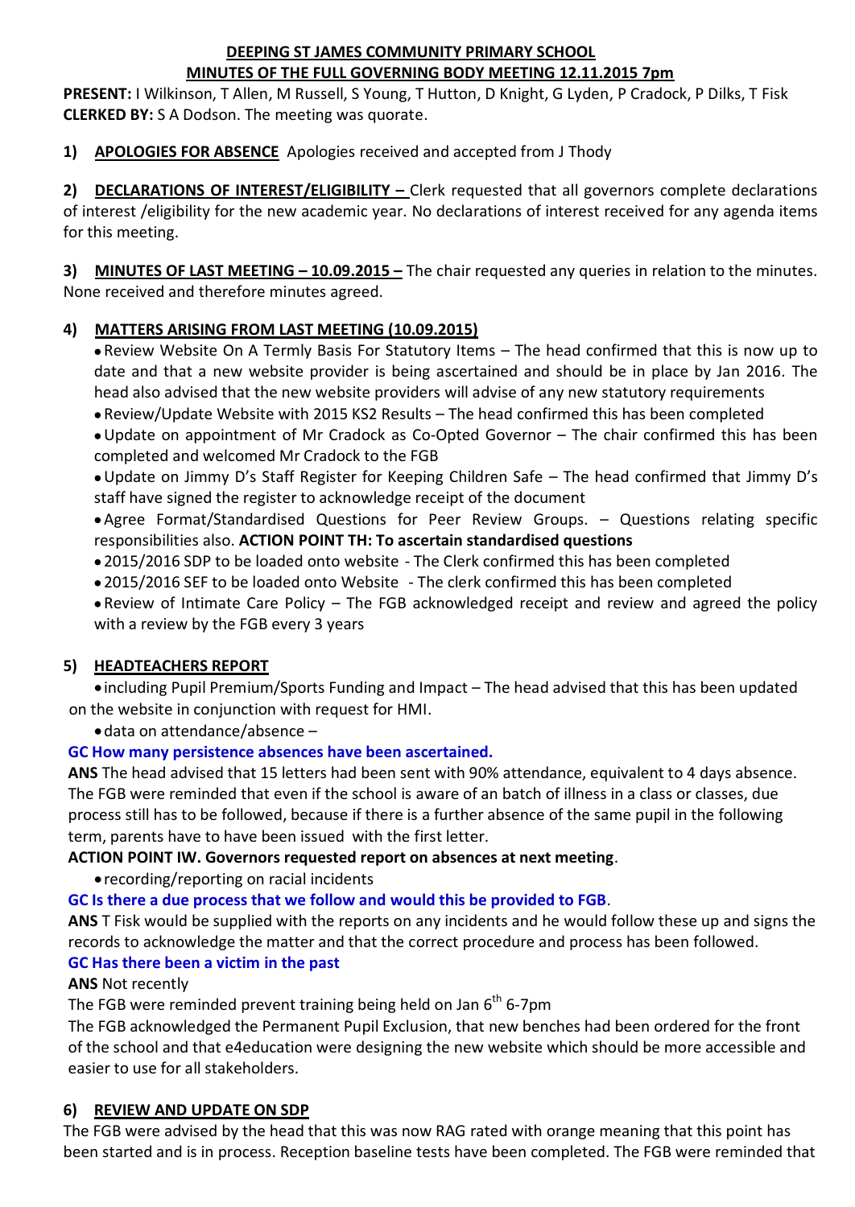**DEEPING ST JAMES COMMUNITY PRIMARY SCHOOL**
**MINUTES OF THE FULL GOVERNING BODY MEETING 12.11.2015 7pm**

**PRESENT:** I Wilkinson, T Allen, M Russell, S Young, T Hutton, D Knight, G Lyden, P Cradock, P Dilks, T Fisk
**CLERKED BY:** S A Dodson. The meeting was quorate.

**1) APOLOGIES FOR ABSENCE** Apologies received and accepted from J Thody

**2) DECLARATIONS OF INTEREST/ELIGIBILITY –** Clerk requested that all governors complete declarations of interest /eligibility for the new academic year. No declarations of interest received for any agenda items for this meeting.

**3) MINUTES OF LAST MEETING – 10.09.2015 –** The chair requested any queries in relation to the minutes. None received and therefore minutes agreed.

**4) MATTERS ARISING FROM LAST MEETING (10.09.2015)**

- Review Website On A Termly Basis For Statutory Items – The head confirmed that this is now up to date and that a new website provider is being ascertained and should be in place by Jan 2016. The head also advised that the new website providers will advise of any new statutory requirements
- Review/Update Website with 2015 KS2 Results – The head confirmed this has been completed
- Update on appointment of Mr Cradock as Co-Opted Governor – The chair confirmed this has been completed and welcomed Mr Cradock to the FGB
- Update on Jimmy D's Staff Register for Keeping Children Safe – The head confirmed that Jimmy D's staff have signed the register to acknowledge receipt of the document
- Agree Format/Standardised Questions for Peer Review Groups. – Questions relating specific responsibilities also. **ACTION POINT TH: To ascertain standardised questions**
- 2015/2016 SDP to be loaded onto website - The Clerk confirmed this has been completed
- 2015/2016 SEF to be loaded onto Website - The clerk confirmed this has been completed
- Review of Intimate Care Policy – The FGB acknowledged receipt and review and agreed the policy with a review by the FGB every 3 years

**5) HEADTEACHERS REPORT**

- including Pupil Premium/Sports Funding and Impact – The head advised that this has been updated on the website in conjunction with request for HMI.
- data on attendance/absence –

**GC How many persistence absences have been ascertained.**

**ANS** The head advised that 15 letters had been sent with 90% attendance, equivalent to 4 days absence. The FGB were reminded that even if the school is aware of an batch of illness in a class or classes, due process still has to be followed, because if there is a further absence of the same pupil in the following term, parents have to have been issued with the first letter.

**ACTION POINT IW. Governors requested report on absences at next meeting**.

- recording/reporting on racial incidents

**GC Is there a due process that we follow and would this be provided to FGB**.

**ANS** T Fisk would be supplied with the reports on any incidents and he would follow these up and signs the records to acknowledge the matter and that the correct procedure and process has been followed.

**GC Has there been a victim in the past**

**ANS** Not recently

The FGB were reminded prevent training being held on Jan 6th 6-7pm

The FGB acknowledged the Permanent Pupil Exclusion, that new benches had been ordered for the front of the school and that e4education were designing the new website which should be more accessible and easier to use for all stakeholders.

**6) REVIEW AND UPDATE ON SDP**

The FGB were advised by the head that this was now RAG rated with orange meaning that this point has been started and is in process. Reception baseline tests have been completed. The FGB were reminded that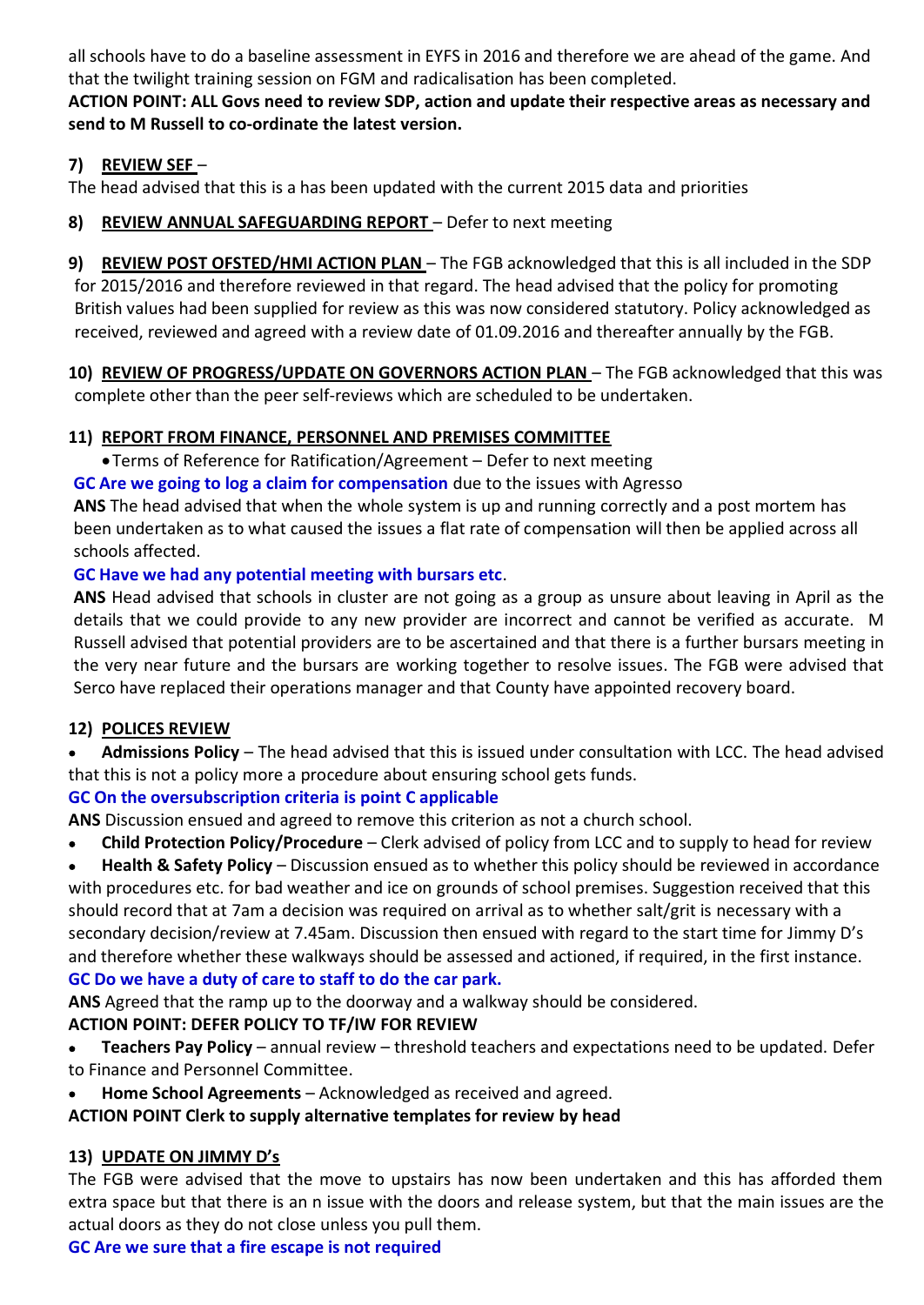all schools have to do a baseline assessment in EYFS in 2016 and therefore we are ahead of the game. And that the twilight training session on FGM and radicalisation has been completed.

**ACTION POINT: ALL Govs need to review SDP, action and update their respective areas as necessary and send to M Russell to co-ordinate the latest version.**

**7) REVIEW SEF** –

The head advised that this is a has been updated with the current 2015 data and priorities

**8) REVIEW ANNUAL SAFEGUARDING REPORT** – Defer to next meeting

**9) REVIEW POST OFSTED/HMI ACTION PLAN** – The FGB acknowledged that this is all included in the SDP for 2015/2016 and therefore reviewed in that regard. The head advised that the policy for promoting British values had been supplied for review as this was now considered statutory. Policy acknowledged as received, reviewed and agreed with a review date of 01.09.2016 and thereafter annually by the FGB.

**10) REVIEW OF PROGRESS/UPDATE ON GOVERNORS ACTION PLAN** – The FGB acknowledged that this was complete other than the peer self-reviews which are scheduled to be undertaken.

**11) REPORT FROM FINANCE, PERSONNEL AND PREMISES COMMITTEE**

- Terms of Reference for Ratification/Agreement – Defer to next meeting

**GC Are we going to log a claim for compensation** due to the issues with Agresso

**ANS** The head advised that when the whole system is up and running correctly and a post mortem has been undertaken as to what caused the issues a flat rate of compensation will then be applied across all schools affected.

**GC Have we had any potential meeting with bursars etc**.

**ANS** Head advised that schools in cluster are not going as a group as unsure about leaving in April as the details that we could provide to any new provider are incorrect and cannot be verified as accurate. M Russell advised that potential providers are to be ascertained and that there is a further bursars meeting in the very near future and the bursars are working together to resolve issues. The FGB were advised that Serco have replaced their operations manager and that County have appointed recovery board.

**12) POLICES REVIEW**

- **Admissions Policy** – The head advised that this is issued under consultation with LCC. The head advised that this is not a policy more a procedure about ensuring school gets funds.

**GC On the oversubscription criteria is point C applicable**

**ANS** Discussion ensued and agreed to remove this criterion as not a church school.

- **Child Protection Policy/Procedure** – Clerk advised of policy from LCC and to supply to head for review
- **Health & Safety Policy** – Discussion ensued as to whether this policy should be reviewed in accordance with procedures etc. for bad weather and ice on grounds of school premises. Suggestion received that this should record that at 7am a decision was required on arrival as to whether salt/grit is necessary with a secondary decision/review at 7.45am. Discussion then ensued with regard to the start time for Jimmy D's and therefore whether these walkways should be assessed and actioned, if required, in the first instance.

**GC Do we have a duty of care to staff to do the car park.**

**ANS** Agreed that the ramp up to the doorway and a walkway should be considered.

**ACTION POINT: DEFER POLICY TO TF/IW FOR REVIEW**

- **Teachers Pay Policy** – annual review – threshold teachers and expectations need to be updated. Defer to Finance and Personnel Committee.
- **Home School Agreements** – Acknowledged as received and agreed.

**ACTION POINT Clerk to supply alternative templates for review by head**

**13) UPDATE ON JIMMY D's**

The FGB were advised that the move to upstairs has now been undertaken and this has afforded them extra space but that there is an n issue with the doors and release system, but that the main issues are the actual doors as they do not close unless you pull them.

**GC Are we sure that a fire escape is not required**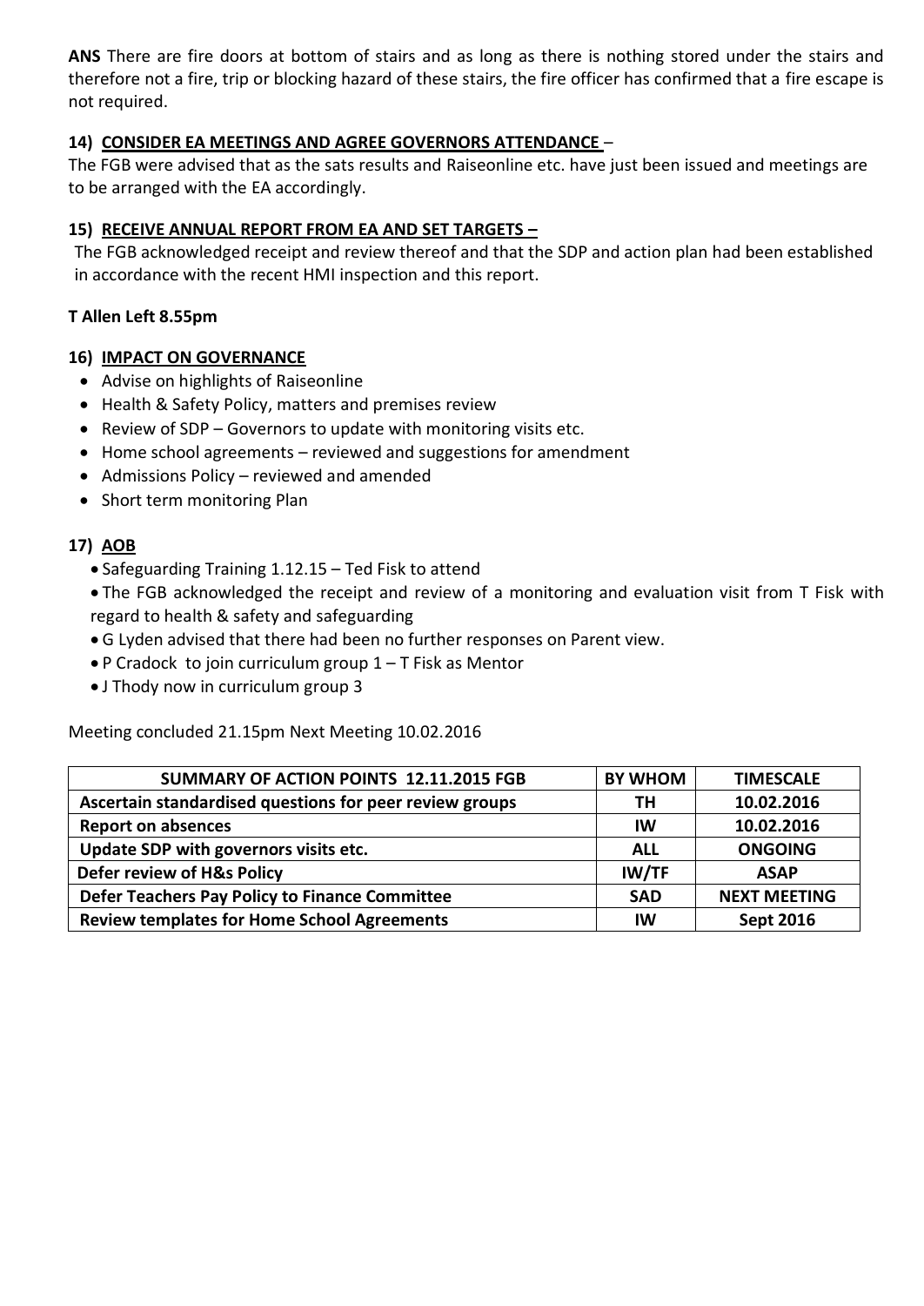**ANS** There are fire doors at bottom of stairs and as long as there is nothing stored under the stairs and therefore not a fire, trip or blocking hazard of these stairs, the fire officer has confirmed that a fire escape is not required.

**14) CONSIDER EA MEETINGS AND AGREE GOVERNORS ATTENDANCE** –

The FGB were advised that as the sats results and Raiseonline etc. have just been issued and meetings are to be arranged with the EA accordingly.

**15) RECEIVE ANNUAL REPORT FROM EA AND SET TARGETS –**

The FGB acknowledged receipt and review thereof and that the SDP and action plan had been established in accordance with the recent HMI inspection and this report.

**T Allen Left 8.55pm**

**16) IMPACT ON GOVERNANCE**

- Advise on highlights of Raiseonline
- Health & Safety Policy, matters and premises review
- Review of SDP – Governors to update with monitoring visits etc.
- Home school agreements – reviewed and suggestions for amendment
- Admissions Policy – reviewed and amended
- Short term monitoring Plan

**17) AOB**

- Safeguarding Training 1.12.15 – Ted Fisk to attend
- The FGB acknowledged the receipt and review of a monitoring and evaluation visit from T Fisk with regard to health & safety and safeguarding
- G Lyden advised that there had been no further responses on Parent view.
- P Cradock to join curriculum group 1 – T Fisk as Mentor
- J Thody now in curriculum group 3

Meeting concluded 21.15pm Next Meeting 10.02.2016

| SUMMARY OF ACTION POINTS 12.11.2015 FGB | BY WHOM | TIMESCALE |
|---|---|---|
| Ascertain standardised questions for peer review groups | TH | 10.02.2016 |
| Report on absences | IW | 10.02.2016 |
| Update SDP with governors visits etc. | ALL | ONGOING |
| Defer review of H&s Policy | IW/TF | ASAP |
| Defer Teachers Pay Policy to Finance Committee | SAD | NEXT MEETING |
| Review templates for Home School Agreements | IW | Sept 2016 |